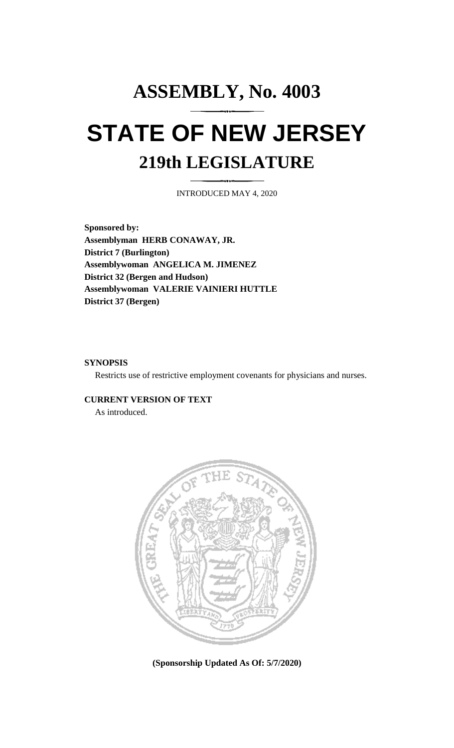# ASSEMBLY, No. 4003

# STATE OF NEW JERSEY

## 219th LEGISLATURE

INTRODUCED MAY 4, 2020

**Sponsored by:**
**Assemblyman HERB CONAWAY, JR.**
**District 7 (Burlington)**
**Assemblywoman ANGELICA M. JIMENEZ**
**District 32 (Bergen and Hudson)**
**Assemblywoman VALERIE VAINIERI HUTTLE**
**District 37 (Bergen)**

**SYNOPSIS**

Restricts use of restrictive employment covenants for physicians and nurses.

**CURRENT VERSION OF TEXT**

As introduced.

**(Sponsorship Updated As Of: 5/7/2020)**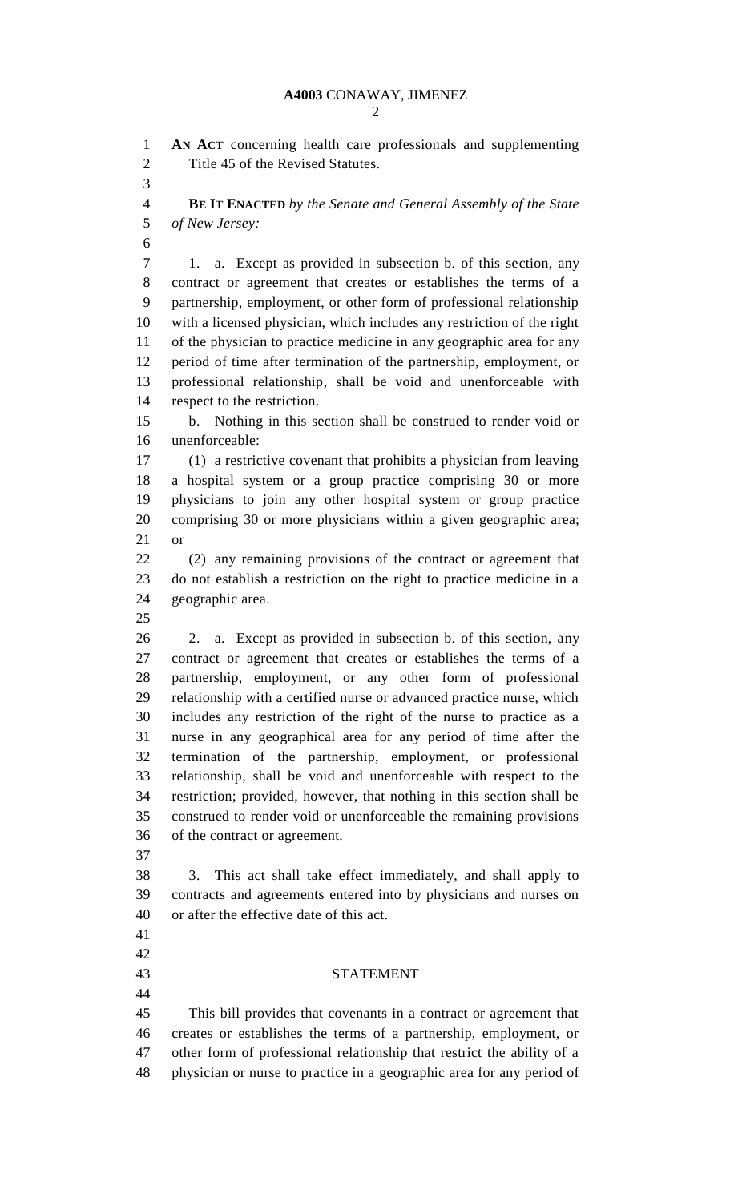**AN ACT** concerning health care professionals and supplementing Title 45 of the Revised Statutes.

**BE IT ENACTED** *by the Senate and General Assembly of the State of New Jersey:*

1. a. Except as provided in subsection b. of this section, any contract or agreement that creates or establishes the terms of a partnership, employment, or other form of professional relationship with a licensed physician, which includes any restriction of the right of the physician to practice medicine in any geographic area for any period of time after termination of the partnership, employment, or professional relationship, shall be void and unenforceable with respect to the restriction.

b. Nothing in this section shall be construed to render void or unenforceable:

(1) a restrictive covenant that prohibits a physician from leaving a hospital system or a group practice comprising 30 or more physicians to join any other hospital system or group practice comprising 30 or more physicians within a given geographic area; or

(2) any remaining provisions of the contract or agreement that do not establish a restriction on the right to practice medicine in a geographic area.

2. a. Except as provided in subsection b. of this section, any contract or agreement that creates or establishes the terms of a partnership, employment, or any other form of professional relationship with a certified nurse or advanced practice nurse, which includes any restriction of the right of the nurse to practice as a nurse in any geographical area for any period of time after the termination of the partnership, employment, or professional relationship, shall be void and unenforceable with respect to the restriction; provided, however, that nothing in this section shall be construed to render void or unenforceable the remaining provisions of the contract or agreement.

3. This act shall take effect immediately, and shall apply to contracts and agreements entered into by physicians and nurses on or after the effective date of this act.

## STATEMENT

This bill provides that covenants in a contract or agreement that creates or establishes the terms of a partnership, employment, or other form of professional relationship that restrict the ability of a physician or nurse to practice in a geographic area for any period of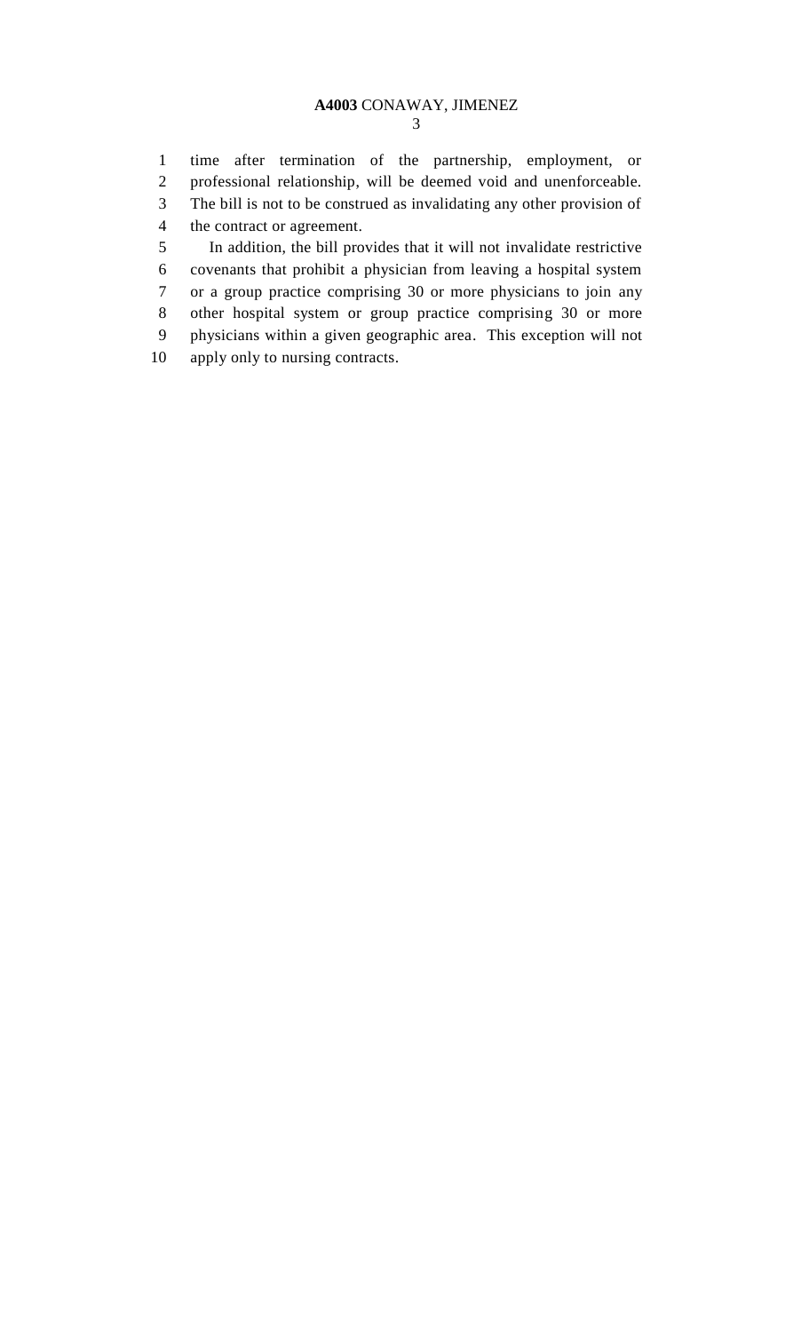time after termination of the partnership, employment, or professional relationship, will be deemed void and unenforceable. The bill is not to be construed as invalidating any other provision of the contract or agreement.

In addition, the bill provides that it will not invalidate restrictive covenants that prohibit a physician from leaving a hospital system or a group practice comprising 30 or more physicians to join any other hospital system or group practice comprising 30 or more physicians within a given geographic area. This exception will not apply only to nursing contracts.